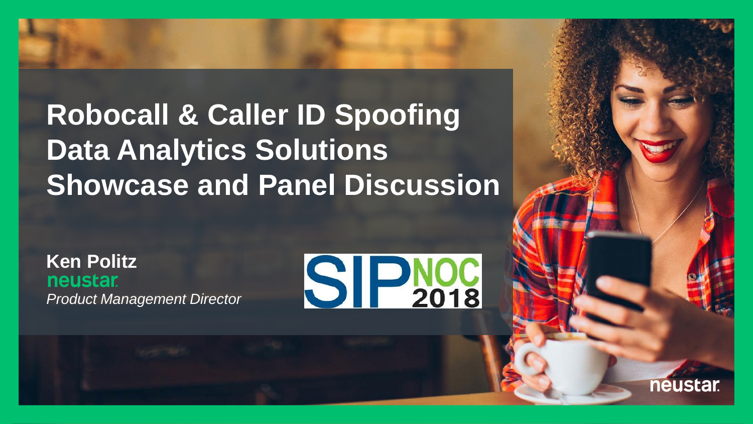# Robocall & Caller ID Spoofing Data Analytics Solutions Showcase and Panel Discussion

**Ken Politz**
neustar
*Product Management Director*

SIPNOC 2018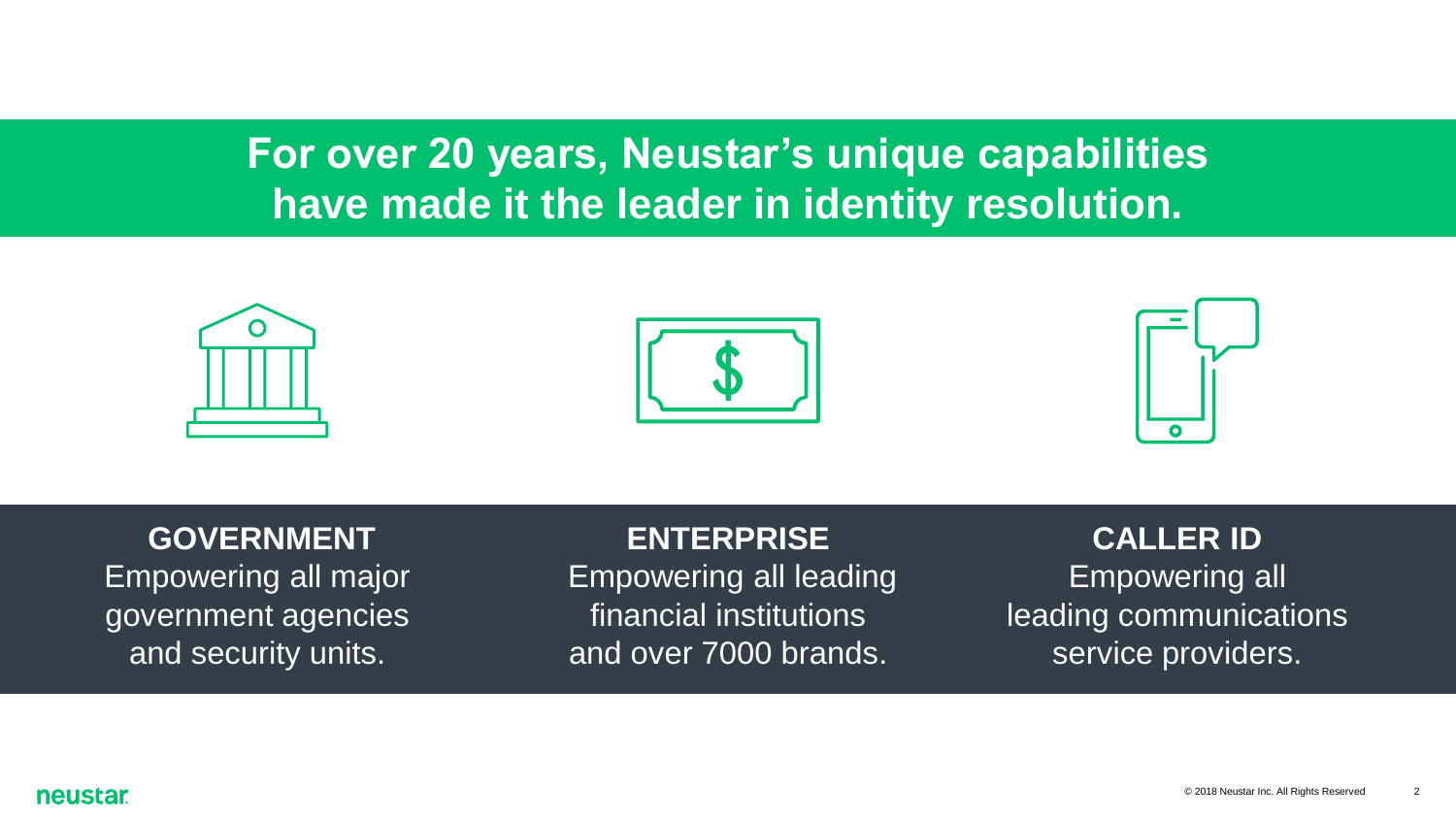# For over 20 years, Neustar's unique capabilities have made it the leader in identity resolution.

**GOVERNMENT**
Empowering all major government agencies and security units.

**ENTERPRISE**
Empowering all leading financial institutions and over 7000 brands.

**CALLER ID**
Empowering all leading communications service providers.

neustar

© 2018 Neustar Inc. All Rights Reserved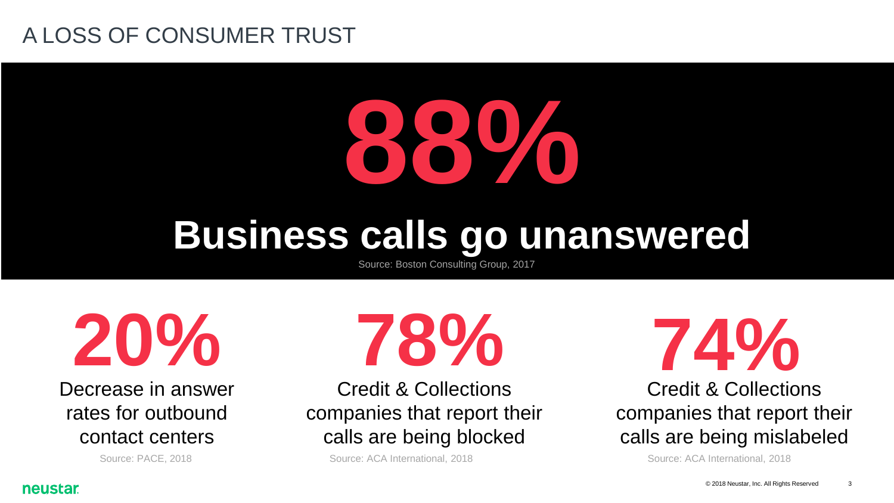# A LOSS OF CONSUMER TRUST

## 88%

## Business calls go unanswered

Source: Boston Consulting Group, 2017

**20%**

Decrease in answer rates for outbound contact centers

Source: PACE, 2018

**78%**

Credit & Collections companies that report their calls are being blocked

Source: ACA International, 2018

**74%**

Credit & Collections companies that report their calls are being mislabeled

Source: ACA International, 2018

neustar

© 2018 Neustar, Inc. All Rights Reserved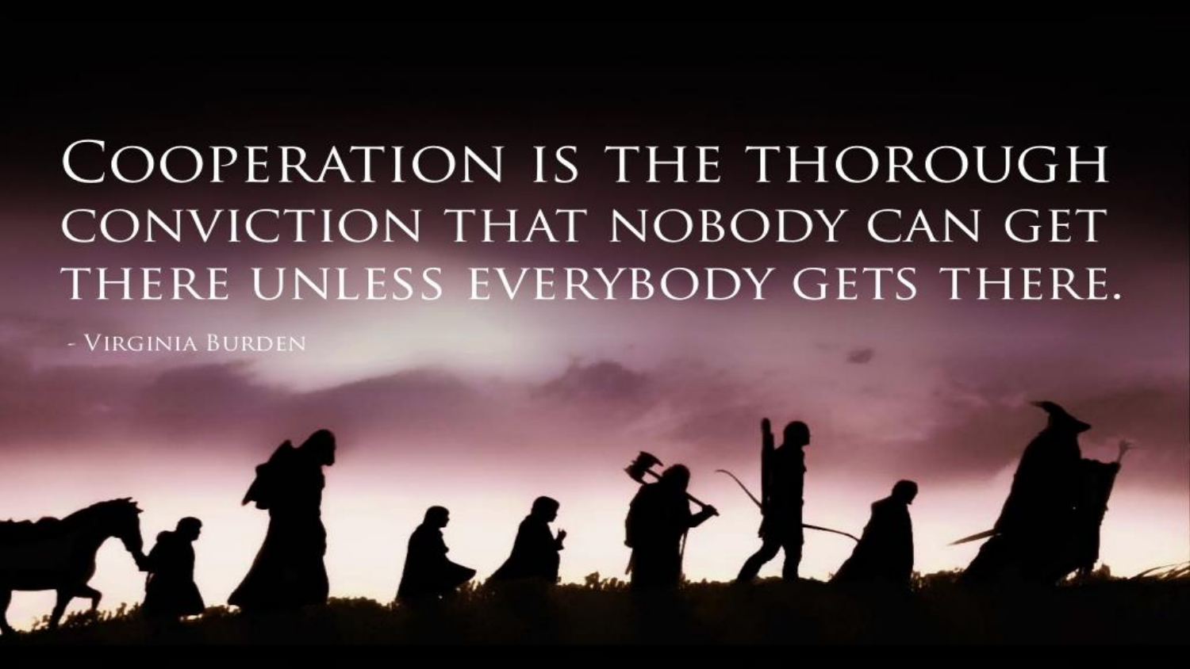Cooperation is the thorough conviction that nobody can get there unless everybody gets there.

- Virginia Burden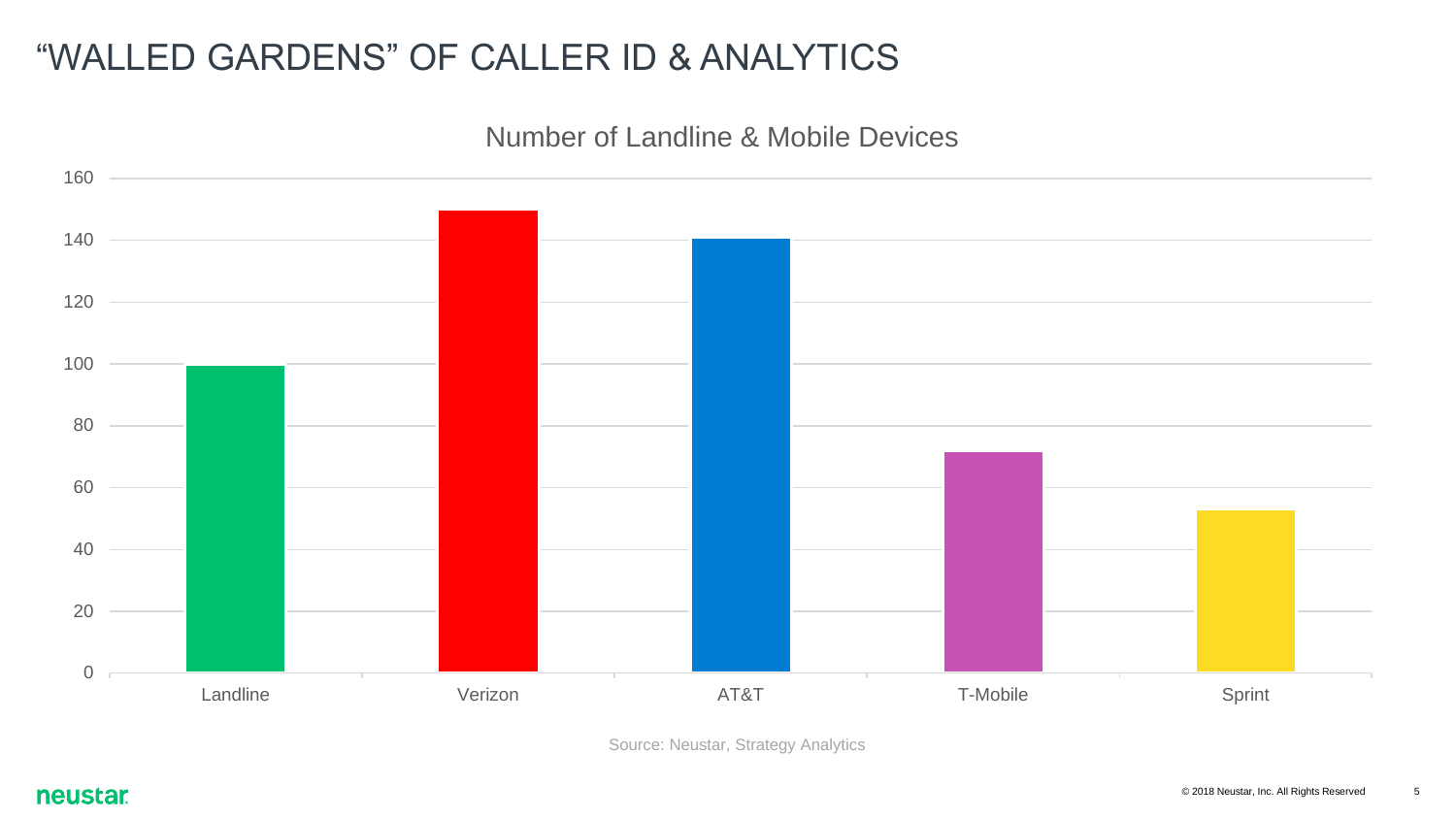# "WALLED GARDENS" OF CALLER ID & ANALYTICS

Number of Landline & Mobile Devices

| Category | Value |
| --- | --- |
| Landline | 99 |
| Verizon | 149 |
| AT&T | 140 |
| T-Mobile | 71 |
| Sprint | 52 |

Source: Neustar, Strategy Analytics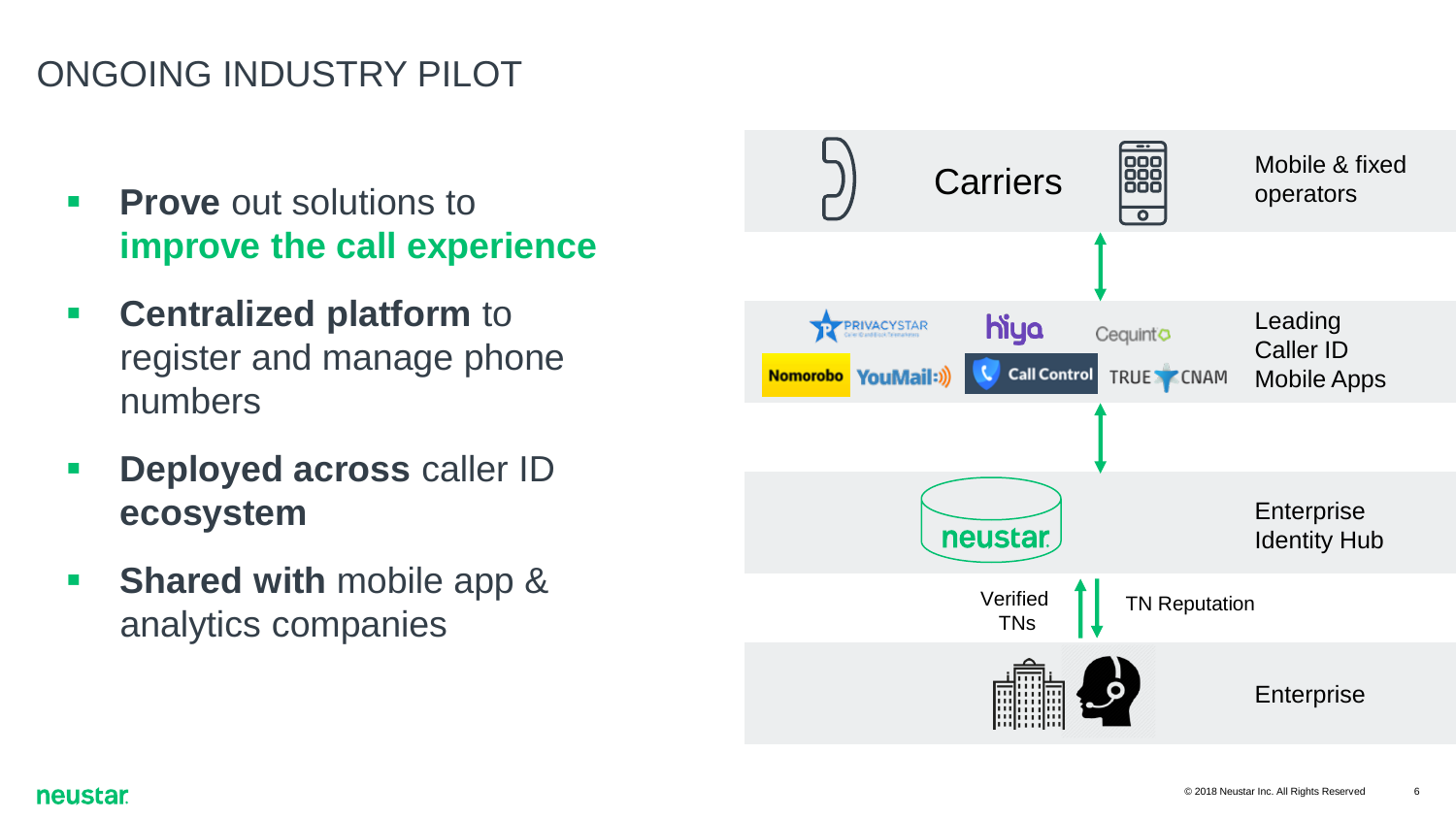# ONGOING INDUSTRY PILOT

- **Prove** out solutions to **improve the call experience**
- **Centralized platform** to register and manage phone numbers
- **Deployed across** caller ID **ecosystem**
- **Shared with** mobile app & analytics companies

Carriers — Mobile & fixed operators

PRIVACYSTAR, hiya, Cequint, Nomorobo, YouMail, Call Control, TRUE CNAM — Leading Caller ID Mobile Apps

neustar — Enterprise Identity Hub

Verified TNs

TN Reputation

Enterprise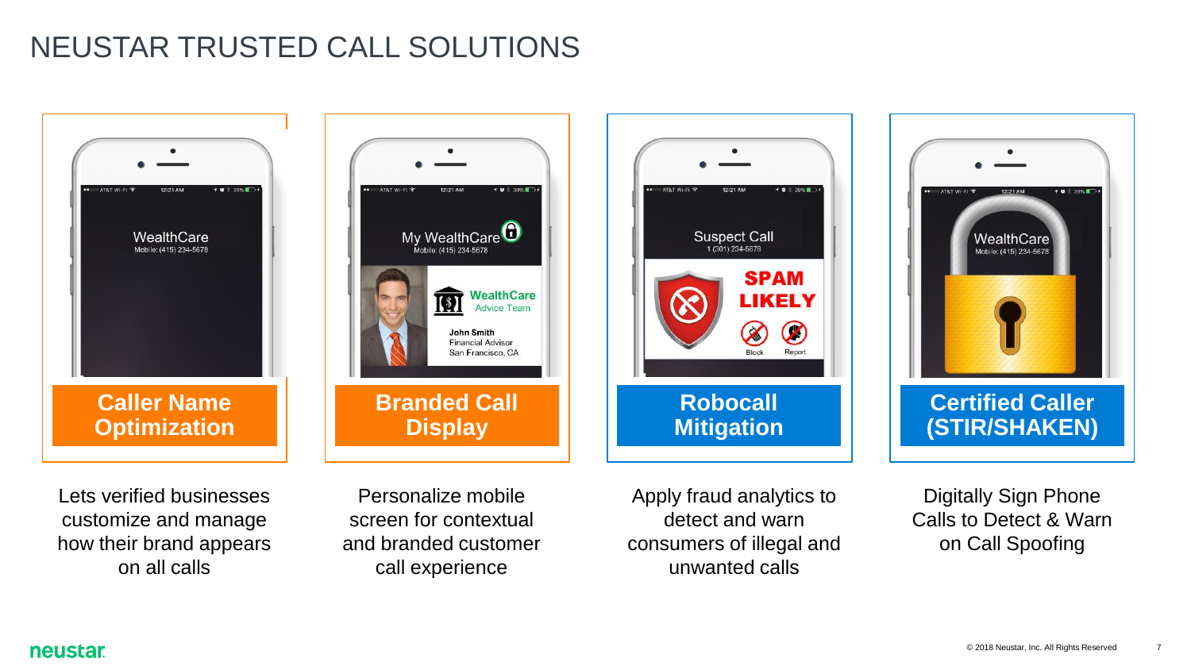# NEUSTAR TRUSTED CALL SOLUTIONS

## Caller Name Optimization

Lets verified businesses customize and manage how their brand appears on all calls

## Branded Call Display

Personalize mobile screen for contextual and branded customer call experience

## Robocall Mitigation

Apply fraud analytics to detect and warn consumers of illegal and unwanted calls

## Certified Caller (STIR/SHAKEN)

Digitally Sign Phone Calls to Detect & Warn on Call Spoofing